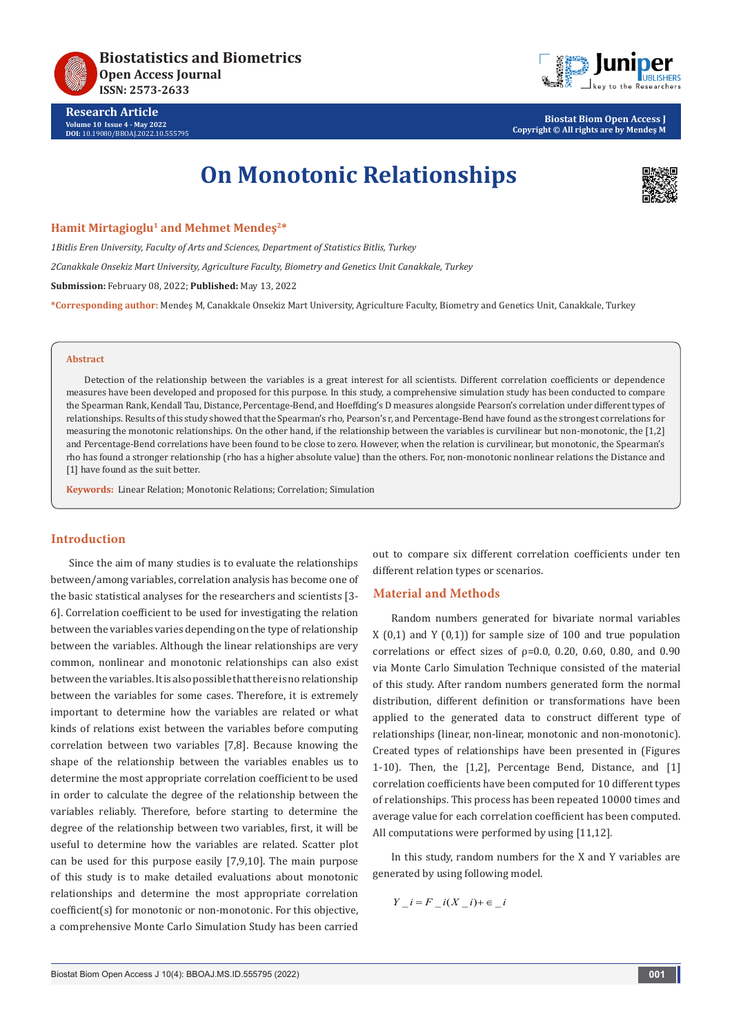# On Monotonic Relationships

**Hamit Mirtagioglu[1] and Mehmet Mendeş[2]***

*1Bitlis Eren University, Faculty of Arts and Sciences, Department of Statistics Bitlis, Turkey*

*2Canakkale Onsekiz Mart University, Agriculture Faculty, Biometry and Genetics Unit Canakkale, Turkey*

**Submission:** February 08, 2022; **Published:** May 13, 2022

***Corresponding author:** Mendeş M, Canakkale Onsekiz Mart University, Agriculture Faculty, Biometry and Genetics Unit, Canakkale, Turkey

## Abstract

Detection of the relationship between the variables is a great interest for all scientists. Different correlation coefficients or dependence measures have been developed and proposed for this purpose. In this study, a comprehensive simulation study has been conducted to compare the Spearman Rank, Kendall Tau, Distance, Percentage-Bend, and Hoeffding's D measures alongside Pearson's correlation under different types of relationships. Results of this study showed that the Spearman's rho, Pearson's r, and Percentage-Bend have found as the strongest correlations for measuring the monotonic relationships. On the other hand, if the relationship between the variables is curvilinear but non-monotonic, the [1,2] and Percentage-Bend correlations have been found to be close to zero. However, when the relation is curvilinear, but monotonic, the Spearman's rho has found a stronger relationship (rho has a higher absolute value) than the others. For, non-monotonic nonlinear relations the Distance and [1] have found as the suit better.

**Keywords:** Linear Relation; Monotonic Relations; Correlation; Simulation

## Introduction

Since the aim of many studies is to evaluate the relationships between/among variables, correlation analysis has become one of the basic statistical analyses for the researchers and scientists [3-6]. Correlation coefficient to be used for investigating the relation between the variables varies depending on the type of relationship between the variables. Although the linear relationships are very common, nonlinear and monotonic relationships can also exist between the variables. It is also possible that there is no relationship between the variables for some cases. Therefore, it is extremely important to determine how the variables are related or what kinds of relations exist between the variables before computing correlation between two variables [7,8]. Because knowing the shape of the relationship between the variables enables us to determine the most appropriate correlation coefficient to be used in order to calculate the degree of the relationship between the variables reliably. Therefore, before starting to determine the degree of the relationship between two variables, first, it will be useful to determine how the variables are related. Scatter plot can be used for this purpose easily [7,9,10]. The main purpose of this study is to make detailed evaluations about monotonic relationships and determine the most appropriate correlation coefficient(s) for monotonic or non-monotonic. For this objective, a comprehensive Monte Carlo Simulation Study has been carried out to compare six different correlation coefficients under ten different relation types or scenarios.

## Material and Methods

Random numbers generated for bivariate normal variables X (0,1) and Y (0,1)) for sample size of 100 and true population correlations or effect sizes of ρ=0.0, 0.20, 0.60, 0.80, and 0.90 via Monte Carlo Simulation Technique consisted of the material of this study. After random numbers generated form the normal distribution, different definition or transformations have been applied to the generated data to construct different type of relationships (linear, non-linear, monotonic and non-monotonic). Created types of relationships have been presented in (Figures 1-10). Then, the [1,2], Percentage Bend, Distance, and [1] correlation coefficients have been computed for 10 different types of relationships. This process has been repeated 10000 times and average value for each correlation coefficient has been computed. All computations were performed by using [11,12].

In this study, random numbers for the X and Y variables are generated by using following model.

$$Y\_i = F\_i(X\_i) + \in\_i$$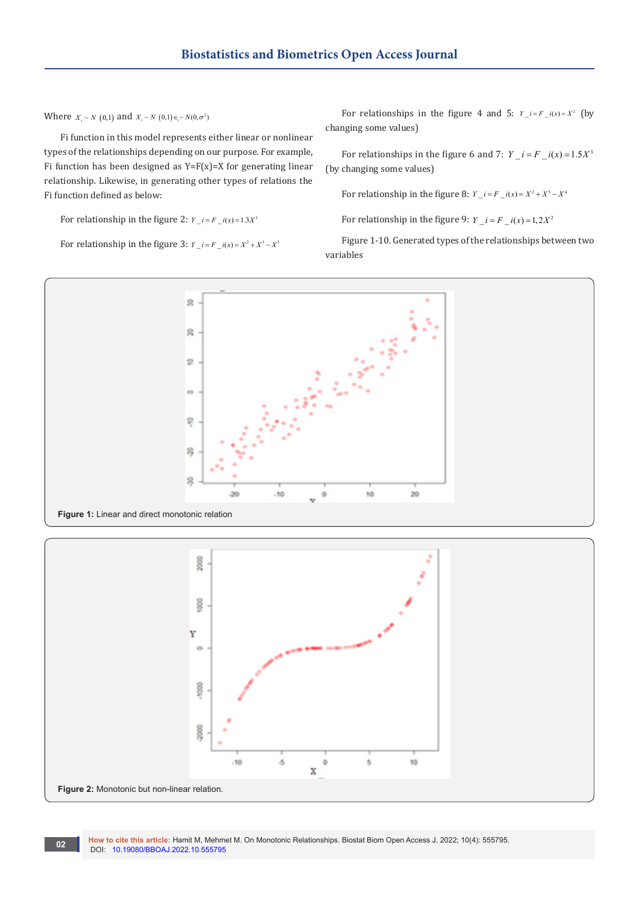Where $X_i \sim N(0,1)$ and $X_i \sim N(0,1) \epsilon_i \sim N(0,\sigma^2)$

Fi function in this model represents either linear or nonlinear types of the relationships depending on our purpose. For example, Fi function has been designed as Y=F(x)=X for generating linear relationship. Likewise, in generating other types of relations the Fi function defined as below:

For relationship in the figure 2: $Y\_i = F\_i(x) = 1.3X^3$

For relationship in the figure 3: $Y\_i = F\_i(x) = X^2 + X^3 - X^5$

For relationships in the figure 4 and 5: $Y\_i = F\_i(x) = X^2$ (by changing some values)

For relationships in the figure 6 and 7: $Y\_i = F\_i(x) = 1.5X^3$ (by changing some values)

For relationship in the figure 8: $Y\_i = F\_i(x) = X^2 + X^3 - X^4$

For relationship in the figure 9: $Y\_i = F\_i(x) = 1{,}2X^2$

Figure 1-10. Generated types of the relationships between two variables

**Figure 1:** Linear and direct monotonic relation

**Figure 2:** Monotonic but non-linear relation.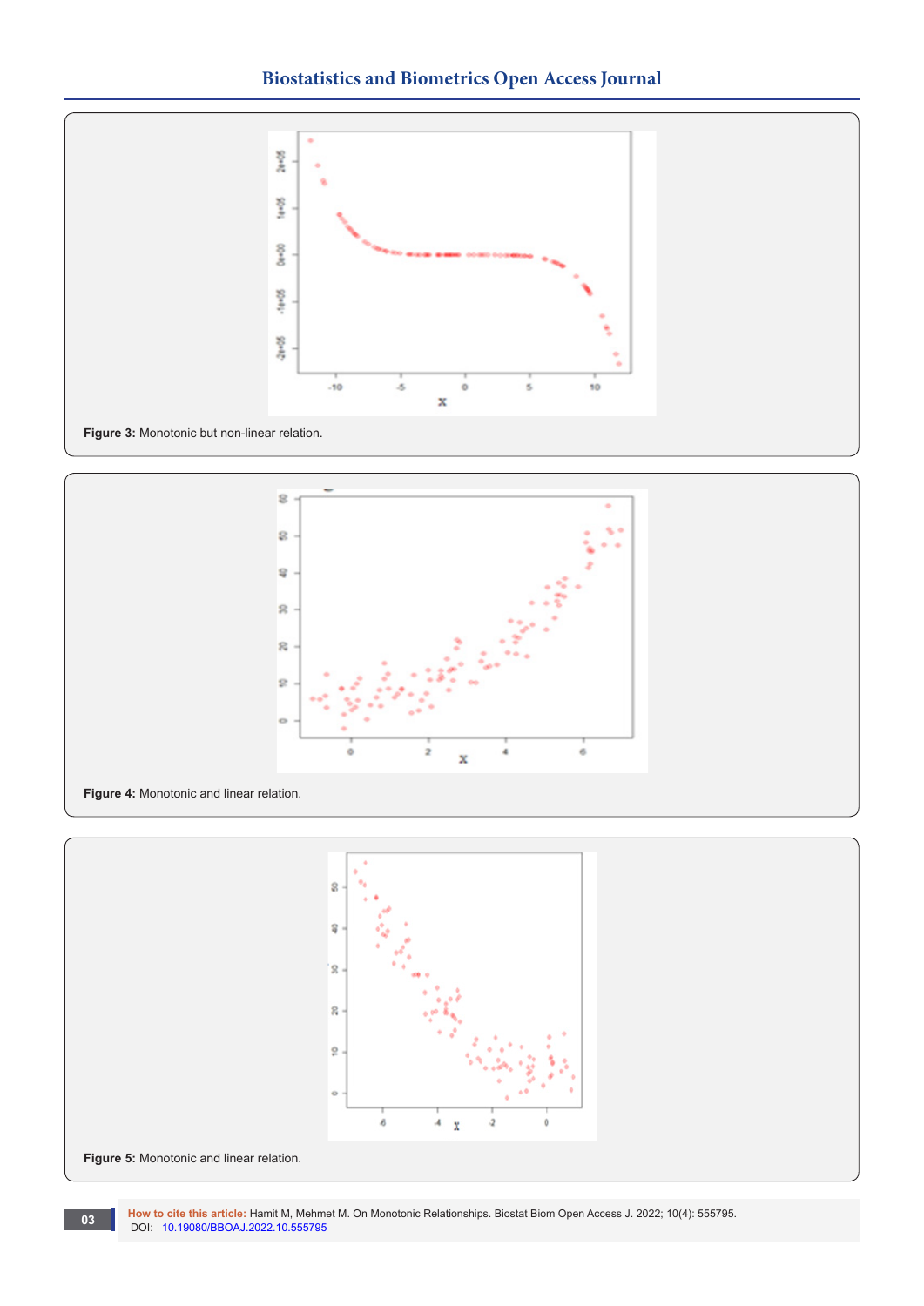**Figure 3:** Monotonic but non-linear relation.

**Figure 4:** Monotonic and linear relation.

**Figure 5:** Monotonic and linear relation.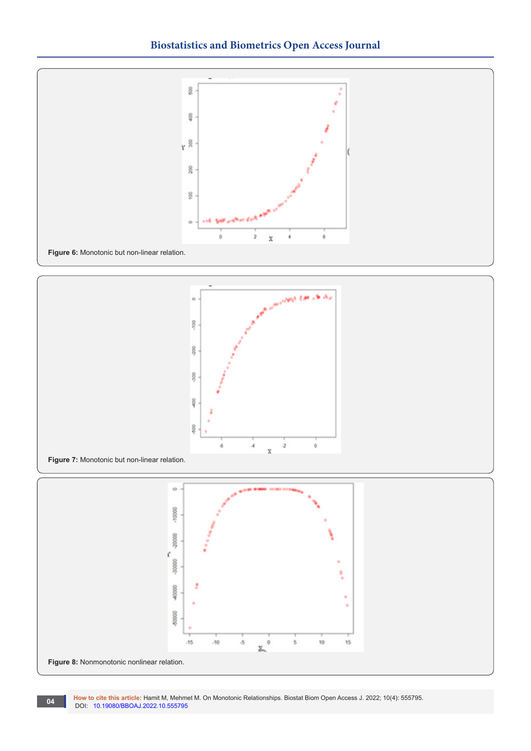Figure 6: Monotonic but non-linear relation.

Figure 7: Monotonic but non-linear relation.

Figure 8: Nonmonotonic nonlinear relation.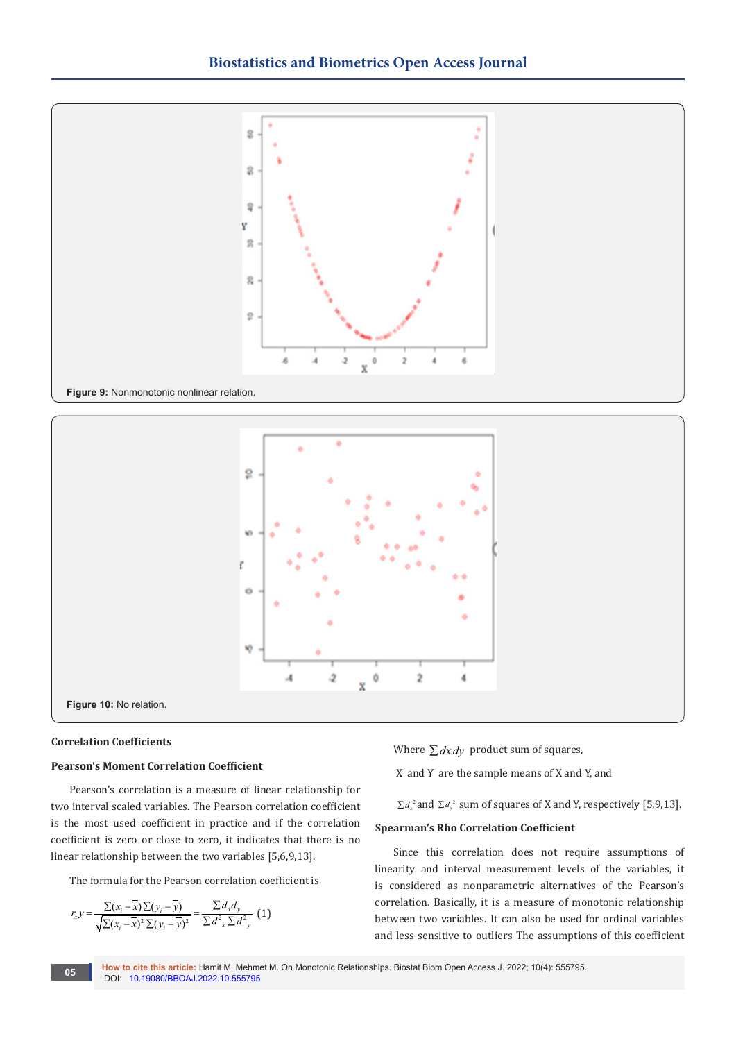Figure 9: Nonmonotonic nonlinear relation.

Figure 10: No relation.

### Correlation Coefficients

#### Pearson's Moment Correlation Coefficient

Pearson's correlation is a measure of linear relationship for two interval scaled variables. The Pearson correlation coefficient is the most used coefficient in practice and if the correlation coefficient is zero or close to zero, it indicates that there is no linear relationship between the two variables [5,6,9,13].

The formula for the Pearson correlation coefficient is

$$r_x y = \frac{\Sigma(x_i - \bar{x})\Sigma(y_i - \bar{y})}{\sqrt{\Sigma(x_i - \bar{x})^2 \Sigma(y_i - \bar{y})^2}} = \frac{\Sigma d_x d_y}{\Sigma d^2_x \Sigma d^2_y} \quad (1)$$

Where $\sum dx\,dy$ product sum of squares,

$\bar{X}$ and $\bar{Y}$ are the sample means of X and Y, and

$\Sigma d_x^2$ and $\Sigma d_y^2$ sum of squares of X and Y, respectively [5,9,13].

#### Spearman's Rho Correlation Coefficient

Since this correlation does not require assumptions of linearity and interval measurement levels of the variables, it is considered as nonparametric alternatives of the Pearson's correlation. Basically, it is a measure of monotonic relationship between two variables. It can also be used for ordinal variables and less sensitive to outliers The assumptions of this coefficient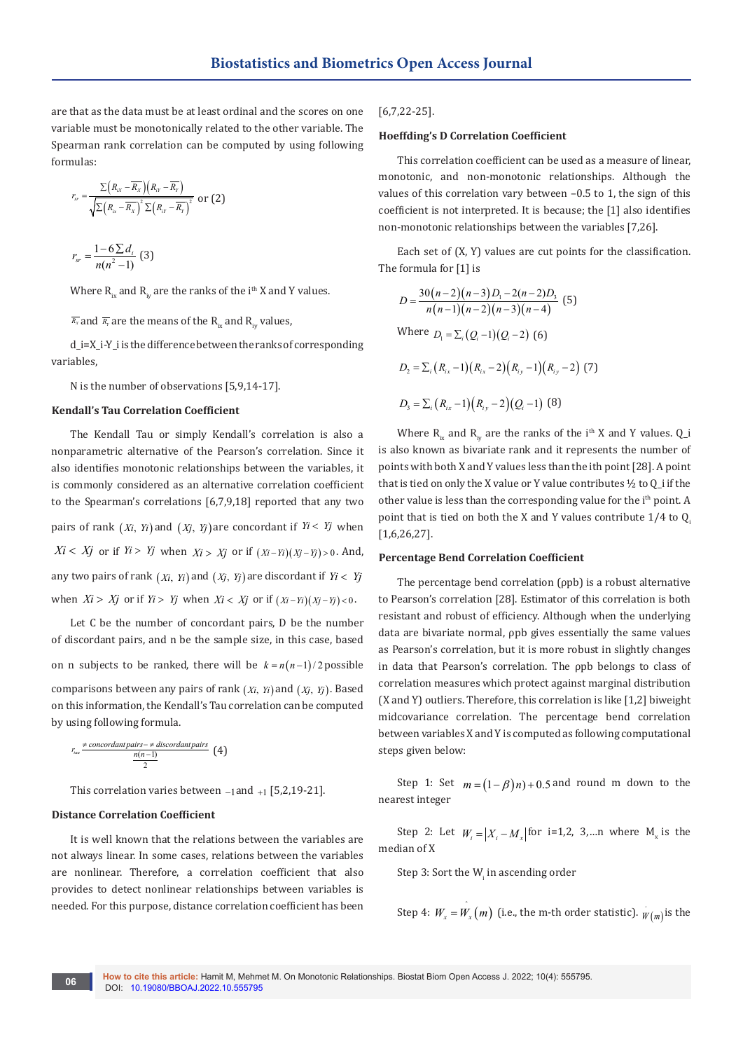are that as the data must be at least ordinal and the scores on one variable must be monotonically related to the other variable. The Spearman rank correlation can be computed by using following formulas:

$$r_{sr} = \frac{\sum\left(R_{ix} - \overline{R_x}\right)\left(R_{iy} - \overline{R_y}\right)}{\sqrt{\sum\left(R_{ix} - \overline{R_x}\right)^2 \sum\left(R_{iy} - \overline{R_y}\right)^2}} \text{ or } (2)$$

$$r_{sr} = \frac{1 - 6\sum d_i}{n(n^2 - 1)} \quad (3)$$

Where $R_{ix}$ and $R_{iy}$ are the ranks of the i[th] X and Y values.

$\overline{R_x}$ and $\overline{R_y}$ are the means of the $R_{ix}$ and $R_{iy}$ values,

d_i=X_i-Y_i is the difference between the ranks of corresponding variables,

N is the number of observations [5,9,14-17].

### Kendall's Tau Correlation Coefficient

The Kendall Tau or simply Kendall's correlation is also a nonparametric alternative of the Pearson's correlation. Since it also identifies monotonic relationships between the variables, it is commonly considered as an alternative correlation coefficient to the Spearman's correlations [6,7,9,18] reported that any two pairs of rank $(Xi, Yi)$ and $(Xj, Yj)$ are concordant if $Yi < Yj$ when $Xi < Xj$ or if $Yi > Yj$ when $Xi > Xj$ or if $(Xi - Yi)(Xj - Yj) > 0$. And, any two pairs of rank $(Xi, Yi)$ and $(Xj, Yj)$ are discordant if $Yi < Yj$ when $Xi > Xj$ or if $Yi > Yj$ when $Xi < Xj$ or if $(Xi - Yi)(Xj - Yj) < 0$.

Let C be the number of concordant pairs, D be the number of discordant pairs, and n be the sample size, in this case, based on n subjects to be ranked, there will be $k = n(n-1)/2$ possible comparisons between any pairs of rank $(Xi, Yi)$ and $(Xj, Yj)$. Based on this information, the Kendall's Tau correlation can be computed by using following formula.

$$r_{tau} = \frac{\neq concordant\,pairs - \neq discordant\,pairs}{\frac{n(n-1)}{2}} \quad (4)$$

This correlation varies between $-1$ and $+1$ [5,2,19-21].

### Distance Correlation Coefficient

It is well known that the relations between the variables are not always linear. In some cases, relations between the variables are nonlinear. Therefore, a correlation coefficient that also provides to detect nonlinear relationships between variables is needed. For this purpose, distance correlation coefficient has been [6,7,22-25].

### Hoeffding's D Correlation Coefficient

This correlation coefficient can be used as a measure of linear, monotonic, and non-monotonic relationships. Although the values of this correlation vary between –0.5 to 1, the sign of this coefficient is not interpreted. It is because; the [1] also identifies non-monotonic relationships between the variables [7,26].

Each set of (X, Y) values are cut points for the classification. The formula for [1] is

$$D = \frac{30(n-2)(n-3)D_1 - 2(n-2)D_3}{n(n-1)(n-2)(n-3)(n-4)} \quad (5)$$

Where $D_1 = \sum_i (Q_i - 1)(Q_i - 2)$ (6)

$$D_2 = \sum_i \left(R_{ix} - 1\right)\left(R_{ix} - 2\right)\left(R_{iy} - 1\right)\left(R_{iy} - 2\right) \quad (7)$$

$$D_3 = \sum_i \left(R_{ix} - 1\right)\left(R_{iy} - 2\right)\left(Q_i - 1\right) \quad (8)$$

Where $R_{ix}$ and $R_{iy}$ are the ranks of the i[th] X and Y values. Q_i is also known as bivariate rank and it represents the number of points with both X and Y values less than the ith point [28]. A point that is tied on only the X value or Y value contributes ½ to Q_i if the other value is less than the corresponding value for the i[th] point. A point that is tied on both the X and Y values contribute 1/4 to $Q_i$ [1,6,26,27].

### Percentage Bend Correlation Coefficient

The percentage bend correlation (ρpb) is a robust alternative to Pearson's correlation [28]. Estimator of this correlation is both resistant and robust of efficiency. Although when the underlying data are bivariate normal, ρpb gives essentially the same values as Pearson's correlation, but it is more robust in slightly changes in data that Pearson's correlation. The ρpb belongs to class of correlation measures which protect against marginal distribution (X and Y) outliers. Therefore, this correlation is like [1,2] biweight midcovariance correlation. The percentage bend correlation between variables X and Y is computed as following computational steps given below:

Step 1: Set $m = (1 - \beta)n) + 0.5$ and round m down to the nearest integer

Step 2: Let $W_i = \left|X_i - M_x\right|$ for i=1,2, 3,…n where $M_x$ is the median of X

Step 3: Sort the $W_i$ in ascending order

Step 4: $W_x = \hat{W}_x(m)$ (i.e., the m-th order statistic). $\hat{W}(m)$ is the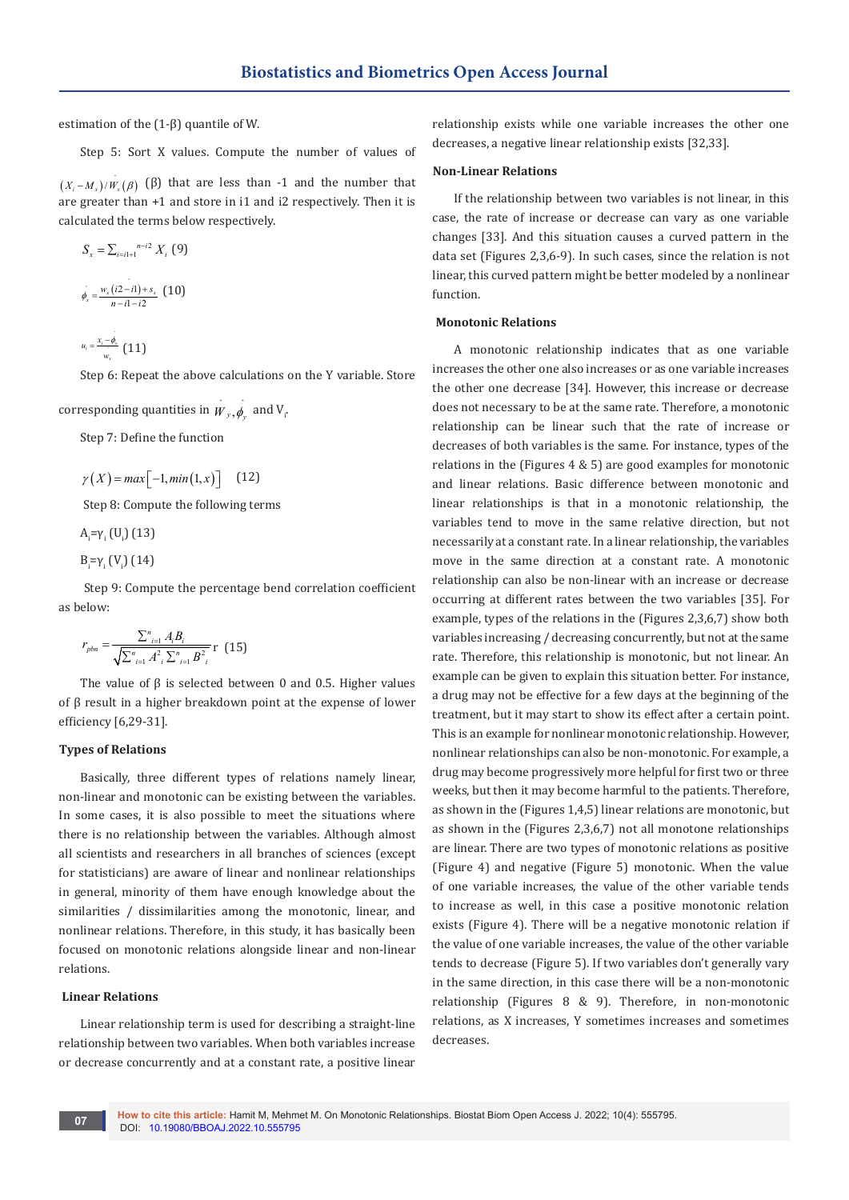estimation of the (1-β) quantile of W.

Step 5: Sort X values. Compute the number of values of $(X_i - M_x)/\hat{W}_x(\beta)$ (β) that are less than -1 and the number that are greater than +1 and store in i1 and i2 respectively. Then it is calculated the terms below respectively.

$$S_x = \sum_{i=i1+1}^{n-i2} X_i \ (9)$$

$$\hat{\phi}_x = \frac{w_x(i2 - i1) + s_x}{n - i1 - i2} \ (10)$$

$$u_i = \frac{x_i - \hat{\phi}_x}{w_x} \ (11)$$

Step 6: Repeat the above calculations on the Y variable. Store corresponding quantities in $\hat{W}_y, \hat{\phi}_y$ and $V_i$.

Step 7: Define the function

$$\gamma(X) = max\left[-1, min(1, x)\right] \quad (12)$$

Step 8: Compute the following terms

$A_i = \gamma_i (U_i)$ (13)

$B_i = \gamma_i (V_i)$ (14)

Step 9: Compute the percentage bend correlation coefficient as below:

$$r_{pbn} = \frac{\sum_{i=1}^{n} A_i B_i}{\sqrt{\sum_{i=1}^{n} A_i^2 \sum_{i=1}^{n} B_i^2}} \text{r} \ (15)$$

The value of β is selected between 0 and 0.5. Higher values of β result in a higher breakdown point at the expense of lower efficiency [6,29-31].

## Types of Relations

Basically, three different types of relations namely linear, non-linear and monotonic can be existing between the variables. In some cases, it is also possible to meet the situations where there is no relationship between the variables. Although almost all scientists and researchers in all branches of sciences (except for statisticians) are aware of linear and nonlinear relationships in general, minority of them have enough knowledge about the similarities / dissimilarities among the monotonic, linear, and nonlinear relations. Therefore, in this study, it has basically been focused on monotonic relations alongside linear and non-linear relations.

### Linear Relations

Linear relationship term is used for describing a straight-line relationship between two variables. When both variables increase or decrease concurrently and at a constant rate, a positive linear relationship exists while one variable increases the other one decreases, a negative linear relationship exists [32,33].

### Non-Linear Relations

If the relationship between two variables is not linear, in this case, the rate of increase or decrease can vary as one variable changes [33]. And this situation causes a curved pattern in the data set (Figures 2,3,6-9). In such cases, since the relation is not linear, this curved pattern might be better modeled by a nonlinear function.

### Monotonic Relations

A monotonic relationship indicates that as one variable increases the other one also increases or as one variable increases the other one decrease [34]. However, this increase or decrease does not necessary to be at the same rate. Therefore, a monotonic relationship can be linear such that the rate of increase or decreases of both variables is the same. For instance, types of the relations in the (Figures 4 & 5) are good examples for monotonic and linear relations. Basic difference between monotonic and linear relationships is that in a monotonic relationship, the variables tend to move in the same relative direction, but not necessarily at a constant rate. In a linear relationship, the variables move in the same direction at a constant rate. A monotonic relationship can also be non-linear with an increase or decrease occurring at different rates between the two variables [35]. For example, types of the relations in the (Figures 2,3,6,7) show both variables increasing / decreasing concurrently, but not at the same rate. Therefore, this relationship is monotonic, but not linear. An example can be given to explain this situation better. For instance, a drug may not be effective for a few days at the beginning of the treatment, but it may start to show its effect after a certain point. This is an example for nonlinear monotonic relationship. However, nonlinear relationships can also be non-monotonic. For example, a drug may become progressively more helpful for first two or three weeks, but then it may become harmful to the patients. Therefore, as shown in the (Figures 1,4,5) linear relations are monotonic, but as shown in the (Figures 2,3,6,7) not all monotone relationships are linear. There are two types of monotonic relations as positive (Figure 4) and negative (Figure 5) monotonic. When the value of one variable increases, the value of the other variable tends to increase as well, in this case a positive monotonic relation exists (Figure 4). There will be a negative monotonic relation if the value of one variable increases, the value of the other variable tends to decrease (Figure 5). If two variables don't generally vary in the same direction, in this case there will be a non-monotonic relationship (Figures 8 & 9). Therefore, in non-monotonic relations, as X increases, Y sometimes increases and sometimes decreases.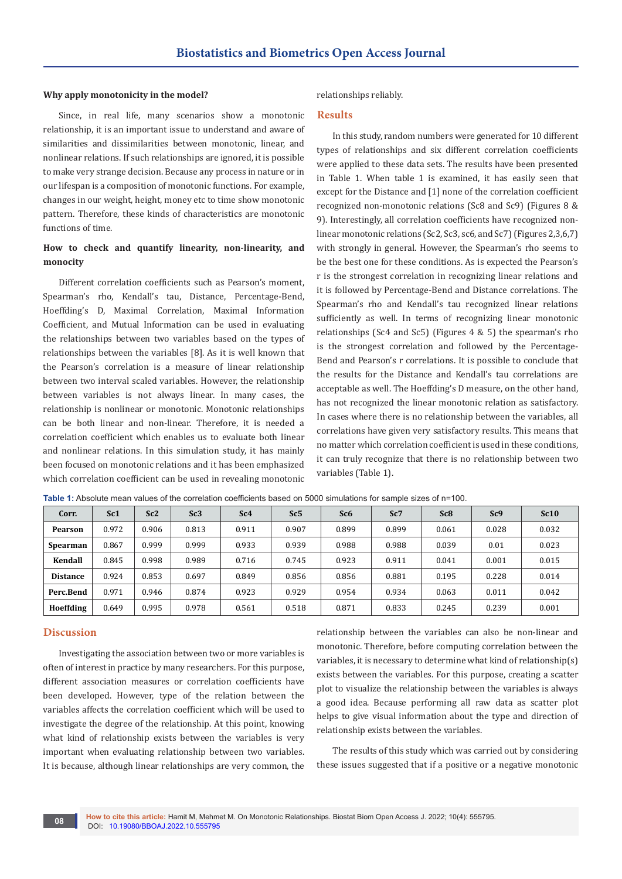**Why apply monotonicity in the model?**

Since, in real life, many scenarios show a monotonic relationship, it is an important issue to understand and aware of similarities and dissimilarities between monotonic, linear, and nonlinear relations. If such relationships are ignored, it is possible to make very strange decision. Because any process in nature or in our lifespan is a composition of monotonic functions. For example, changes in our weight, height, money etc to time show monotonic pattern. Therefore, these kinds of characteristics are monotonic functions of time.

**How to check and quantify linearity, non-linearity, and monocity**

Different correlation coefficients such as Pearson's moment, Spearman's rho, Kendall's tau, Distance, Percentage-Bend, Hoeffding's D, Maximal Correlation, Maximal Information Coefficient, and Mutual Information can be used in evaluating the relationships between two variables based on the types of relationships between the variables [8]. As it is well known that the Pearson's correlation is a measure of linear relationship between two interval scaled variables. However, the relationship between variables is not always linear. In many cases, the relationship is nonlinear or monotonic. Monotonic relationships can be both linear and non-linear. Therefore, it is needed a correlation coefficient which enables us to evaluate both linear and nonlinear relations. In this simulation study, it has mainly been focused on monotonic relations and it has been emphasized which correlation coefficient can be used in revealing monotonic relationships reliably.

## Results

In this study, random numbers were generated for 10 different types of relationships and six different correlation coefficients were applied to these data sets. The results have been presented in Table 1. When table 1 is examined, it has easily seen that except for the Distance and [1] none of the correlation coefficient recognized non-monotonic relations (Sc8 and Sc9) (Figures 8 & 9). Interestingly, all correlation coefficients have recognized non-linear monotonic relations (Sc2, Sc3, sc6, and Sc7) (Figures 2,3,6,7) with strongly in general. However, the Spearman's rho seems to be the best one for these conditions. As is expected the Pearson's r is the strongest correlation in recognizing linear relations and it is followed by Percentage-Bend and Distance correlations. The Spearman's rho and Kendall's tau recognized linear relations sufficiently as well. In terms of recognizing linear monotonic relationships (Sc4 and Sc5) (Figures 4 & 5) the spearman's rho is the strongest correlation and followed by the Percentage-Bend and Pearson's r correlations. It is possible to conclude that the results for the Distance and Kendall's tau correlations are acceptable as well. The Hoeffding's D measure, on the other hand, has not recognized the linear monotonic relation as satisfactory. In cases where there is no relationship between the variables, all correlations have given very satisfactory results. This means that no matter which correlation coefficient is used in these conditions, it can truly recognize that there is no relationship between two variables (Table 1).

**Table 1:** Absolute mean values of the correlation coefficients based on 5000 simulations for sample sizes of n=100.

| Corr. | Sc1 | Sc2 | Sc3 | Sc4 | Sc5 | Sc6 | Sc7 | Sc8 | Sc9 | Sc10 |
|---|---|---|---|---|---|---|---|---|---|---|
| **Pearson** | 0.972 | 0.906 | 0.813 | 0.911 | 0.907 | 0.899 | 0.899 | 0.061 | 0.028 | 0.032 |
| **Spearman** | 0.867 | 0.999 | 0.999 | 0.933 | 0.939 | 0.988 | 0.988 | 0.039 | 0.01 | 0.023 |
| **Kendall** | 0.845 | 0.998 | 0.989 | 0.716 | 0.745 | 0.923 | 0.911 | 0.041 | 0.001 | 0.015 |
| **Distance** | 0.924 | 0.853 | 0.697 | 0.849 | 0.856 | 0.856 | 0.881 | 0.195 | 0.228 | 0.014 |
| **Perc.Bend** | 0.971 | 0.946 | 0.874 | 0.923 | 0.929 | 0.954 | 0.934 | 0.063 | 0.011 | 0.042 |
| **Hoeffding** | 0.649 | 0.995 | 0.978 | 0.561 | 0.518 | 0.871 | 0.833 | 0.245 | 0.239 | 0.001 |

## Discussion

Investigating the association between two or more variables is often of interest in practice by many researchers. For this purpose, different association measures or correlation coefficients have been developed. However, type of the relation between the variables affects the correlation coefficient which will be used to investigate the degree of the relationship. At this point, knowing what kind of relationship exists between the variables is very important when evaluating relationship between two variables. It is because, although linear relationships are very common, the relationship between the variables can also be non-linear and monotonic. Therefore, before computing correlation between the variables, it is necessary to determine what kind of relationship(s) exists between the variables. For this purpose, creating a scatter plot to visualize the relationship between the variables is always a good idea. Because performing all raw data as scatter plot helps to give visual information about the type and direction of relationship exists between the variables.

The results of this study which was carried out by considering these issues suggested that if a positive or a negative monotonic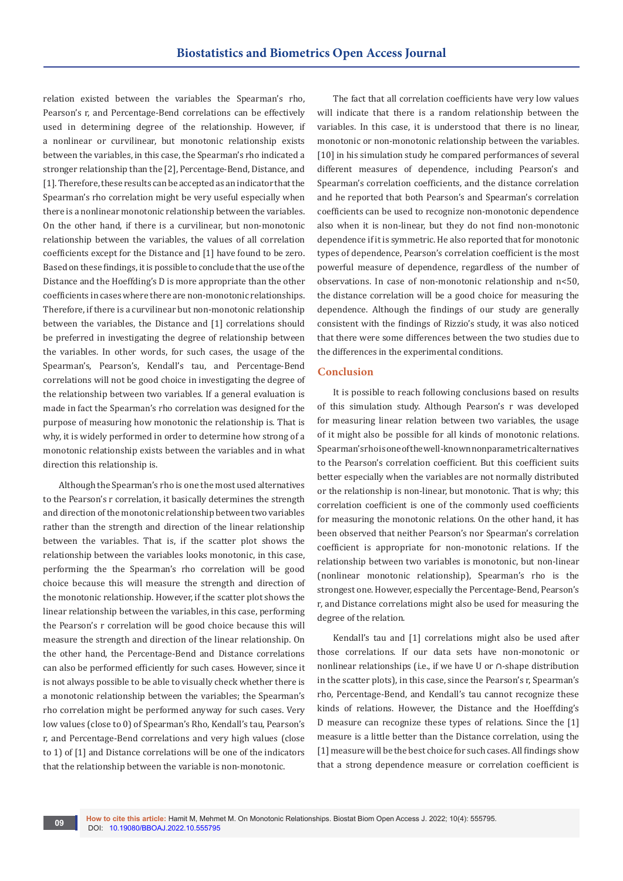relation existed between the variables the Spearman's rho, Pearson's r, and Percentage-Bend correlations can be effectively used in determining degree of the relationship. However, if a nonlinear or curvilinear, but monotonic relationship exists between the variables, in this case, the Spearman's rho indicated a stronger relationship than the [2], Percentage-Bend, Distance, and [1]. Therefore, these results can be accepted as an indicator that the Spearman's rho correlation might be very useful especially when there is a nonlinear monotonic relationship between the variables. On the other hand, if there is a curvilinear, but non-monotonic relationship between the variables, the values of all correlation coefficients except for the Distance and [1] have found to be zero. Based on these findings, it is possible to conclude that the use of the Distance and the Hoeffding's D is more appropriate than the other coefficients in cases where there are non-monotonic relationships. Therefore, if there is a curvilinear but non-monotonic relationship between the variables, the Distance and [1] correlations should be preferred in investigating the degree of relationship between the variables. In other words, for such cases, the usage of the Spearman's, Pearson's, Kendall's tau, and Percentage-Bend correlations will not be good choice in investigating the degree of the relationship between two variables. If a general evaluation is made in fact the Spearman's rho correlation was designed for the purpose of measuring how monotonic the relationship is. That is why, it is widely performed in order to determine how strong of a monotonic relationship exists between the variables and in what direction this relationship is.

Although the Spearman's rho is one the most used alternatives to the Pearson's r correlation, it basically determines the strength and direction of the monotonic relationship between two variables rather than the strength and direction of the linear relationship between the variables. That is, if the scatter plot shows the relationship between the variables looks monotonic, in this case, performing the the Spearman's rho correlation will be good choice because this will measure the strength and direction of the monotonic relationship. However, if the scatter plot shows the linear relationship between the variables, in this case, performing the Pearson's r correlation will be good choice because this will measure the strength and direction of the linear relationship. On the other hand, the Percentage-Bend and Distance correlations can also be performed efficiently for such cases. However, since it is not always possible to be able to visually check whether there is a monotonic relationship between the variables; the Spearman's rho correlation might be performed anyway for such cases. Very low values (close to 0) of Spearman's Rho, Kendall's tau, Pearson's r, and Percentage-Bend correlations and very high values (close to 1) of [1] and Distance correlations will be one of the indicators that the relationship between the variable is non-monotonic.

The fact that all correlation coefficients have very low values will indicate that there is a random relationship between the variables. In this case, it is understood that there is no linear, monotonic or non-monotonic relationship between the variables. [10] in his simulation study he compared performances of several different measures of dependence, including Pearson's and Spearman's correlation coefficients, and the distance correlation and he reported that both Pearson's and Spearman's correlation coefficients can be used to recognize non-monotonic dependence also when it is non-linear, but they do not find non-monotonic dependence if it is symmetric. He also reported that for monotonic types of dependence, Pearson's correlation coefficient is the most powerful measure of dependence, regardless of the number of observations. In case of non-monotonic relationship and $n<50$, the distance correlation will be a good choice for measuring the dependence. Although the findings of our study are generally consistent with the findings of Rizzio's study, it was also noticed that there were some differences between the two studies due to the differences in the experimental conditions.

## Conclusion

It is possible to reach following conclusions based on results of this simulation study. Although Pearson's r was developed for measuring linear relation between two variables, the usage of it might also be possible for all kinds of monotonic relations. Spearman's rho is one of the well-known nonparametric alternatives to the Pearson's correlation coefficient. But this coefficient suits better especially when the variables are not normally distributed or the relationship is non-linear, but monotonic. That is why; this correlation coefficient is one of the commonly used coefficients for measuring the monotonic relations. On the other hand, it has been observed that neither Pearson's nor Spearman's correlation coefficient is appropriate for non-monotonic relations. If the relationship between two variables is monotonic, but non-linear (nonlinear monotonic relationship), Spearman's rho is the strongest one. However, especially the Percentage-Bend, Pearson's r, and Distance correlations might also be used for measuring the degree of the relation.

Kendall's tau and [1] correlations might also be used after those correlations. If our data sets have non-monotonic or nonlinear relationships (i.e., if we have U or ∩-shape distribution in the scatter plots), in this case, since the Pearson's r, Spearman's rho, Percentage-Bend, and Kendall's tau cannot recognize these kinds of relations. However, the Distance and the Hoeffding's D measure can recognize these types of relations. Since the [1] measure is a little better than the Distance correlation, using the [1] measure will be the best choice for such cases. All findings show that a strong dependence measure or correlation coefficient is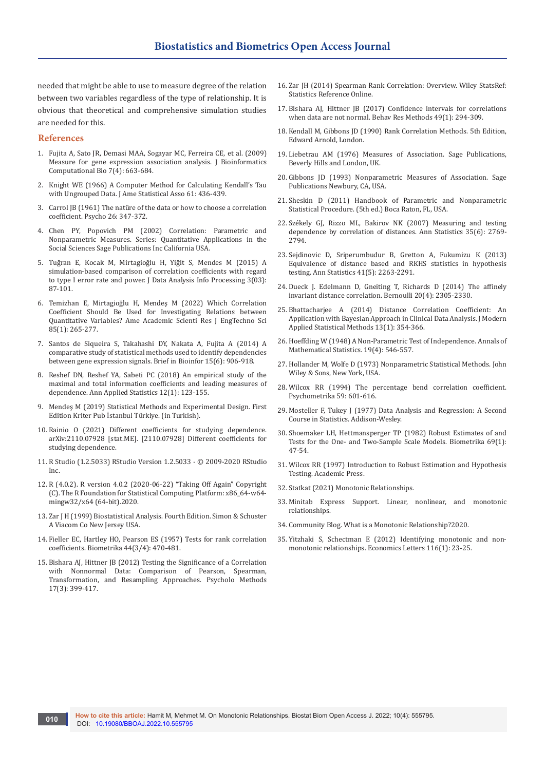needed that might be able to use to measure degree of the relation between two variables regardless of the type of relationship. It is obvious that theoretical and comprehensive simulation studies are needed for this.

## References

1. Fujita A, Sato JR, Demasi MAA, Sogayar MC, Ferreira CE, et al. (2009) Measure for gene expression association analysis. J Bioinformatics Computational Bio 7(4): 663-684.
2. Knight WE (1966) A Computer Method for Calculating Kendall's Tau with Ungrouped Data. J Ame Statistical Asso 61: 436-439.
3. Carrol JB (1961) The natüre of the data or how to choose a correlation coefficient. Psycho 26: 347-372.
4. Chen PY, Popovich PM (2002) Correlation: Parametric and Nonparametric Measures. Series: Quantitative Applications in the Social Sciences Sage Publications Inc California USA.
5. Tuğran E, Kocak M, Mirtagioğlu H, Yiğit S, Mendes M (2015) A simulation-based comparison of correlation coefficients with regard to type I error rate and power. J Data Analysis Info Processing 3(03): 87-101.
6. Temizhan E, Mirtagioğlu H, Mendeş M (2022) Which Correlation Coefficient Should Be Used for Investigating Relations between Quantitative Variables? Ame Academic Scienti Res J EngTechno Sci 85(1): 265-277.
7. Santos de Siqueira S, Takahashi DY, Nakata A, Fujita A (2014) A comparative study of statistical methods used to identify dependencies between gene expression signals. Brief in Bioinfor 15(6): 906-918.
8. Reshef DN, Reshef YA, Sabeti PC (2018) An empirical study of the maximal and total information coefficients and leading measures of dependence. Ann Applied Statistics 12(1): 123-155.
9. Mendeş M (2019) Statistical Methods and Experimental Design. First Edition Kriter Pub İstanbul Türkiye. (in Turkish).
10. Rainio O (2021) Different coefficients for studying dependence. arXiv:2110.07928 [stat.ME]. [2110.07928] Different coefficients for studying dependence.
11. R Studio (1.2.5033) RStudio Version 1.2.5033 - © 2009-2020 RStudio Inc.
12. R (4.0.2). R version 4.0.2 (2020-06-22) "Taking Off Again" Copyright (C). The R Foundation for Statistical Computing Platform: x86_64-w64-mingw32/x64 (64-bit).2020.
13. Zar J H (1999) Biostatistical Analysis. Fourth Edition. Simon & Schuster A Viacom Co New Jersey USA.
14. Fieller EC, Hartley HO, Pearson ES (1957) Tests for rank correlation coefficients. Biometrika 44(3/4): 470-481.
15. Bishara AJ, Hittner JB (2012) Testing the Significance of a Correlation with Nonnormal Data: Comparison of Pearson, Spearman, Transformation, and Resampling Approaches. Psycholo Methods 17(3): 399-417.
16. Zar JH (2014) Spearman Rank Correlation: Overview. Wiley StatsRef: Statistics Reference Online.
17. Bishara AJ, Hittner JB (2017) Confidence intervals for correlations when data are not normal. Behav Res Methods 49(1): 294-309.
18. Kendall M, Gibbons JD (1990) Rank Correlation Methods. 5th Edition, Edward Arnold, London.
19. Liebetrau AM (1976) Measures of Association. Sage Publications, Beverly Hills and London, UK.
20. Gibbons JD (1993) Nonparametric Measures of Association. Sage Publications Newbury, CA, USA.
21. Sheskin D (2011) Handbook of Parametric and Nonparametric Statistical Procedure. (5th ed.) Boca Raton, FL, USA.
22. Székely GJ, Rizzo ML, Bakirov NK (2007) Measuring and testing dependence by correlation of distances. Ann Statistics 35(6): 2769-2794.
23. Sejdinovic D, Sriperumbudur B, Gretton A, Fukumizu K (2013) Equivalence of distance based and RKHS statistics in hypothesis testing. Ann Statistics 41(5): 2263-2291.
24. Dueck J. Edelmann D, Gneiting T, Richards D (2014) The affinely invariant distance correlation. Bernoulli 20(4): 2305-2330.
25. Bhattacharjee A (2014) Distance Correlation Coefficient: An Application with Bayesian Approach in Clinical Data Analysis. J Modern Applied Statistical Methods 13(1): 354-366.
26. Hoeffding W (1948) A Non-Parametric Test of Independence. Annals of Mathematical Statistics. 19(4): 546-557.
27. Hollander M, Wolfe D (1973) Nonparametric Statistical Methods. John Wiley & Sons, New York, USA.
28. Wilcox RR (1994) The percentage bend correlation coefficient. Psychometrika 59: 601-616.
29. Mosteller F, Tukey J (1977) Data Analysis and Regression: A Second Course in Statistics. Addison-Wesley.
30. Shoemaker LH, Hettmansperger TP (1982) Robust Estimates of and Tests for the One- and Two-Sample Scale Models. Biometrika 69(1): 47-54.
31. Wilcox RR (1997) Introduction to Robust Estimation and Hypothesis Testing. Academic Press.
32. Statkat (2021) Monotonic Relationships.
33. Minitab Express Support. Linear, nonlinear, and monotonic relationships.
34. Community Blog. What is a Monotonic Relationship?2020.
35. Yitzhaki S, Schectman E (2012) Identifying monotonic and non-monotonic relationships. Economics Letters 116(1): 23-25.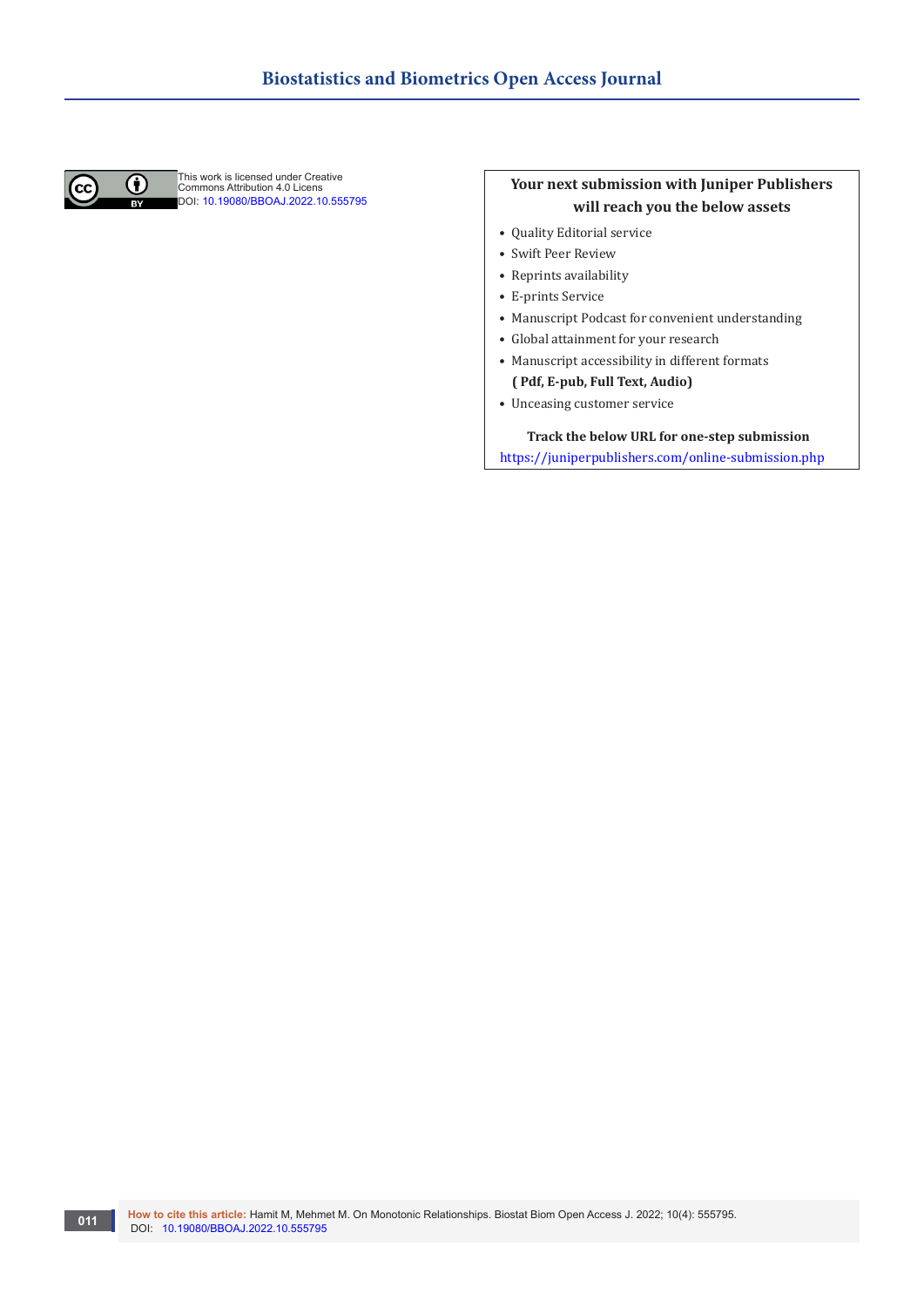This work is licensed under Creative Commons Attribution 4.0 Licens
DOI: 10.19080/BBOAJ.2022.10.555795

**Your next submission with Juniper Publishers will reach you the below assets**

- Quality Editorial service
- Swift Peer Review
- Reprints availability
- E-prints Service
- Manuscript Podcast for convenient understanding
- Global attainment for your research
- Manuscript accessibility in different formats
  **( Pdf, E-pub, Full Text, Audio)**
- Unceasing customer service

**Track the below URL for one-step submission**
https://juniperpublishers.com/online-submission.php